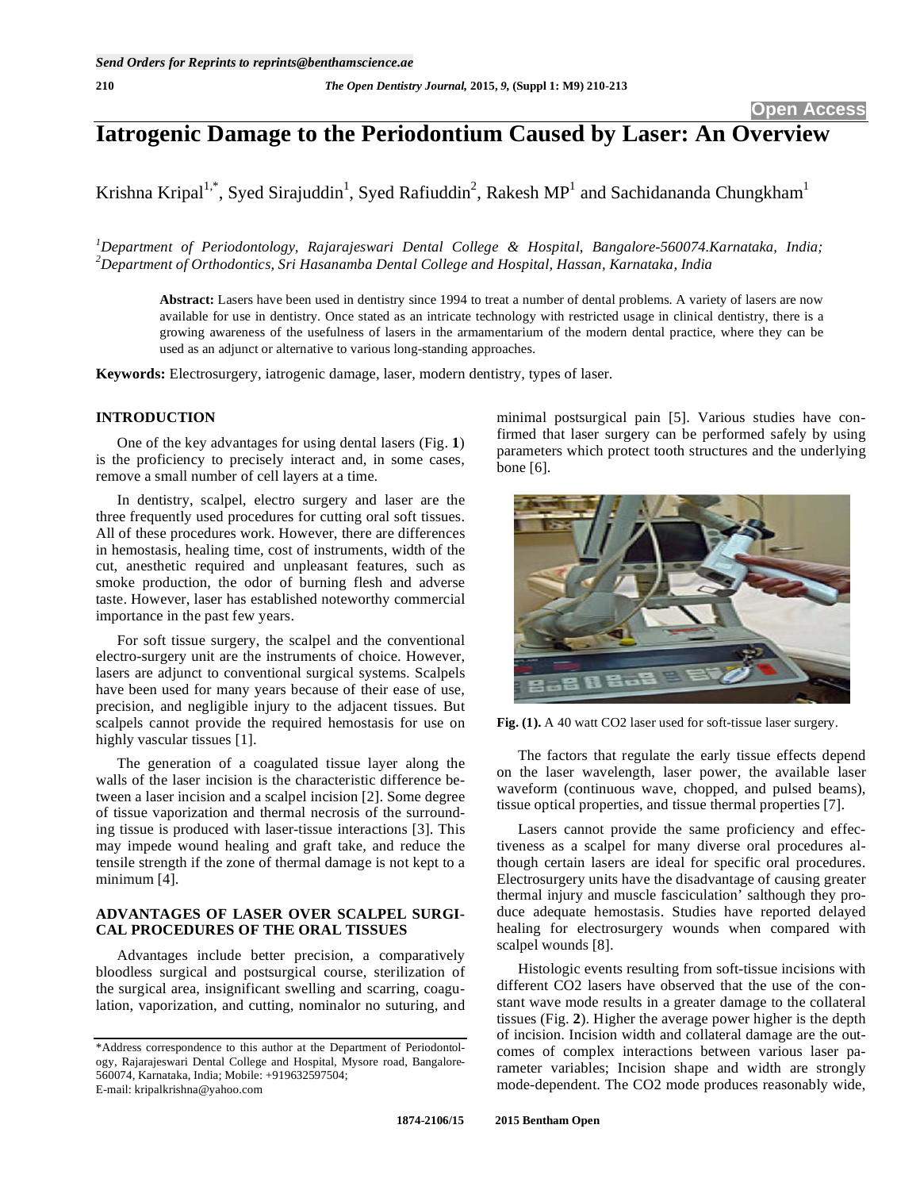# Iatrogenic Damage to the Periodontium Caused by Laser: An Overview

Krishna Kripal[1,*], Syed Sirajuddin[1], Syed Rafiuddin[2], Rakesh MP[1] and Sachidananda Chungkham[1]

[1]*Department of Periodontology, Rajarajeswari Dental College & Hospital, Bangalore-560074.Karnataka, India;* [2]*Department of Orthodontics, Sri Hasanamba Dental College and Hospital, Hassan, Karnataka, India*

**Abstract:** Lasers have been used in dentistry since 1994 to treat a number of dental problems. A variety of lasers are now available for use in dentistry. Once stated as an intricate technology with restricted usage in clinical dentistry, there is a growing awareness of the usefulness of lasers in the armamentarium of the modern dental practice, where they can be used as an adjunct or alternative to various long-standing approaches.

**Keywords:** Electrosurgery, iatrogenic damage, laser, modern dentistry, types of laser.

## INTRODUCTION

One of the key advantages for using dental lasers (Fig. **1**) is the proficiency to precisely interact and, in some cases, remove a small number of cell layers at a time.

In dentistry, scalpel, electro surgery and laser are the three frequently used procedures for cutting oral soft tissues. All of these procedures work. However, there are differences in hemostasis, healing time, cost of instruments, width of the cut, anesthetic required and unpleasant features, such as smoke production, the odor of burning flesh and adverse taste. However, laser has established noteworthy commercial importance in the past few years.

For soft tissue surgery, the scalpel and the conventional electro-surgery unit are the instruments of choice. However, lasers are adjunct to conventional surgical systems. Scalpels have been used for many years because of their ease of use, precision, and negligible injury to the adjacent tissues. But scalpels cannot provide the required hemostasis for use on highly vascular tissues [1].

The generation of a coagulated tissue layer along the walls of the laser incision is the characteristic difference between a laser incision and a scalpel incision [2]. Some degree of tissue vaporization and thermal necrosis of the surrounding tissue is produced with laser-tissue interactions [3]. This may impede wound healing and graft take, and reduce the tensile strength if the zone of thermal damage is not kept to a minimum [4].

## ADVANTAGES OF LASER OVER SCALPEL SURGICAL PROCEDURES OF THE ORAL TISSUES

Advantages include better precision, a comparatively bloodless surgical and postsurgical course, sterilization of the surgical area, insignificant swelling and scarring, coagulation, vaporization, and cutting, nominalor no suturing, and minimal postsurgical pain [5]. Various studies have confirmed that laser surgery can be performed safely by using parameters which protect tooth structures and the underlying bone [6].

**Fig. (1).** A 40 watt $CO_2$ laser used for soft-tissue laser surgery.

The factors that regulate the early tissue effects depend on the laser wavelength, laser power, the available laser waveform (continuous wave, chopped, and pulsed beams), tissue optical properties, and tissue thermal properties [7].

Lasers cannot provide the same proficiency and effectiveness as a scalpel for many diverse oral procedures although certain lasers are ideal for specific oral procedures. Electrosurgery units have the disadvantage of causing greater thermal injury and muscle fasciculation' salthough they produce adequate hemostasis. Studies have reported delayed healing for electrosurgery wounds when compared with scalpel wounds [8].

Histologic events resulting from soft-tissue incisions with different $CO_2$ lasers have observed that the use of the constant wave mode results in a greater damage to the collateral tissues (Fig. **2**). Higher the average power higher is the depth of incision. Incision width and collateral damage are the outcomes of complex interactions between various laser parameter variables; Incision shape and width are strongly mode-dependent. The $CO_2$ mode produces reasonably wide,

*Address correspondence to this author at the Department of Periodontology, Rajarajeswari Dental College and Hospital, Mysore road, Bangalore-560074, Karnataka, India; Mobile: +919632597504; E-mail: kripalkrishna@yahoo.com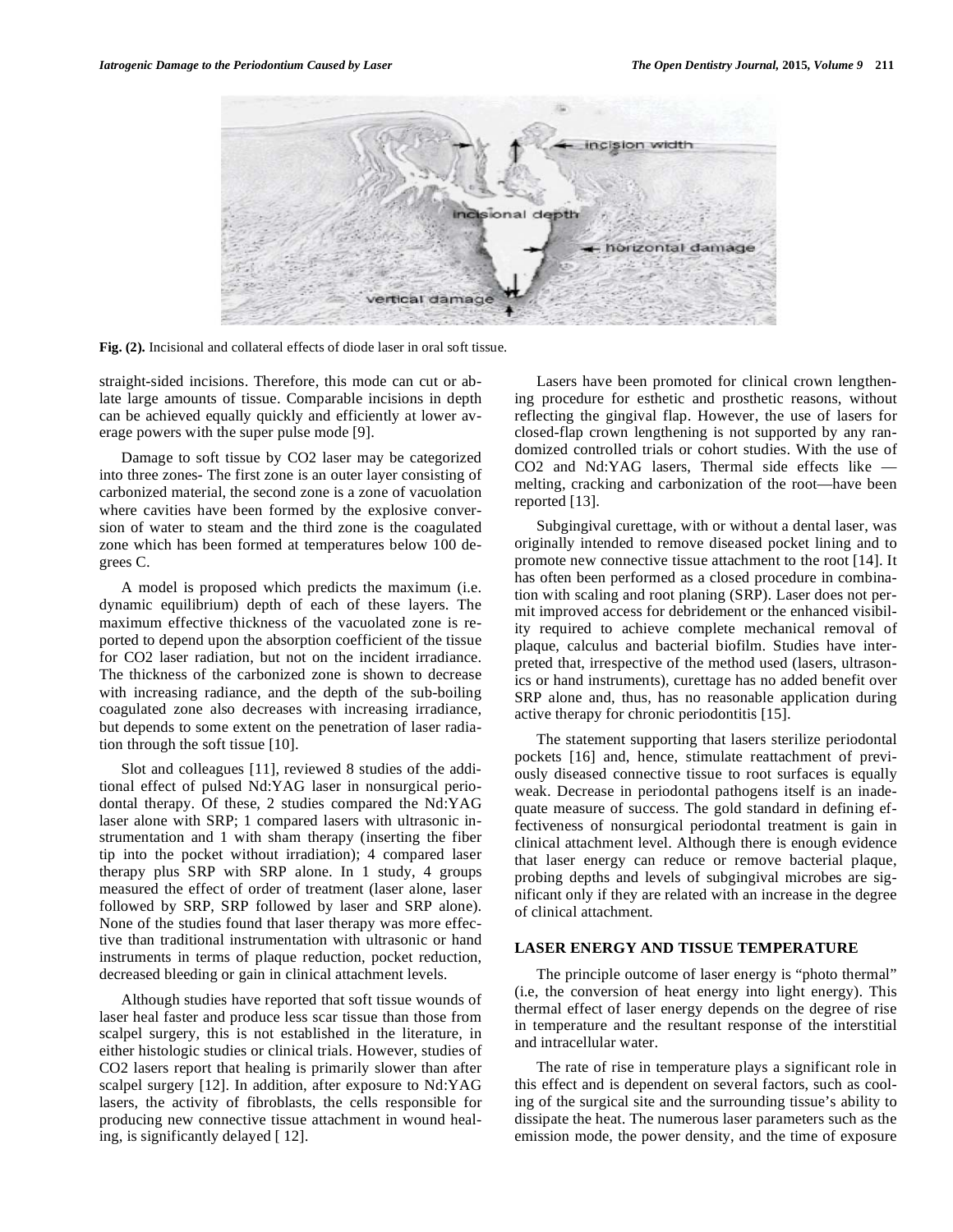incision width

incisional depth

horizontal damage

vertical damage

**Fig. (2).** Incisional and collateral effects of diode laser in oral soft tissue.

straight-sided incisions. Therefore, this mode can cut or ablate large amounts of tissue. Comparable incisions in depth can be achieved equally quickly and efficiently at lower average powers with the super pulse mode [9].

Damage to soft tissue by $CO_2$ laser may be categorized into three zones- The first zone is an outer layer consisting of carbonized material, the second zone is a zone of vacuolation where cavities have been formed by the explosive conversion of water to steam and the third zone is the coagulated zone which has been formed at temperatures below 100 degrees C.

A model is proposed which predicts the maximum (i.e. dynamic equilibrium) depth of each of these layers. The maximum effective thickness of the vacuolated zone is reported to depend upon the absorption coefficient of the tissue for $CO_2$ laser radiation, but not on the incident irradiance. The thickness of the carbonized zone is shown to decrease with increasing radiance, and the depth of the sub-boiling coagulated zone also decreases with increasing irradiance, but depends to some extent on the penetration of laser radiation through the soft tissue [10].

Slot and colleagues [11], reviewed 8 studies of the additional effect of pulsed Nd:YAG laser in nonsurgical periodontal therapy. Of these, 2 studies compared the Nd:YAG laser alone with SRP; 1 compared lasers with ultrasonic instrumentation and 1 with sham therapy (inserting the fiber tip into the pocket without irradiation); 4 compared laser therapy plus SRP with SRP alone. In 1 study, 4 groups measured the effect of order of treatment (laser alone, laser followed by SRP, SRP followed by laser and SRP alone). None of the studies found that laser therapy was more effective than traditional instrumentation with ultrasonic or hand instruments in terms of plaque reduction, pocket reduction, decreased bleeding or gain in clinical attachment levels.

Although studies have reported that soft tissue wounds of laser heal faster and produce less scar tissue than those from scalpel surgery, this is not established in the literature, in either histologic studies or clinical trials. However, studies of $CO_2$ lasers report that healing is primarily slower than after scalpel surgery [12]. In addition, after exposure to Nd:YAG lasers, the activity of fibroblasts, the cells responsible for producing new connective tissue attachment in wound healing, is significantly delayed [ 12].

Lasers have been promoted for clinical crown lengthening procedure for esthetic and prosthetic reasons, without reflecting the gingival flap. However, the use of lasers for closed-flap crown lengthening is not supported by any randomized controlled trials or cohort studies. With the use of $CO_2$ and Nd:YAG lasers, Thermal side effects like — melting, cracking and carbonization of the root—have been reported [13].

Subgingival curettage, with or without a dental laser, was originally intended to remove diseased pocket lining and to promote new connective tissue attachment to the root [14]. It has often been performed as a closed procedure in combination with scaling and root planing (SRP). Laser does not permit improved access for debridement or the enhanced visibility required to achieve complete mechanical removal of plaque, calculus and bacterial biofilm. Studies have interpreted that, irrespective of the method used (lasers, ultrasonics or hand instruments), curettage has no added benefit over SRP alone and, thus, has no reasonable application during active therapy for chronic periodontitis [15].

The statement supporting that lasers sterilize periodontal pockets [16] and, hence, stimulate reattachment of previously diseased connective tissue to root surfaces is equally weak. Decrease in periodontal pathogens itself is an inadequate measure of success. The gold standard in defining effectiveness of nonsurgical periodontal treatment is gain in clinical attachment level. Although there is enough evidence that laser energy can reduce or remove bacterial plaque, probing depths and levels of subgingival microbes are significant only if they are related with an increase in the degree of clinical attachment.

## LASER ENERGY AND TISSUE TEMPERATURE

The principle outcome of laser energy is "photo thermal" (i.e, the conversion of heat energy into light energy). This thermal effect of laser energy depends on the degree of rise in temperature and the resultant response of the interstitial and intracellular water.

The rate of rise in temperature plays a significant role in this effect and is dependent on several factors, such as cooling of the surgical site and the surrounding tissue's ability to dissipate the heat. The numerous laser parameters such as the emission mode, the power density, and the time of exposure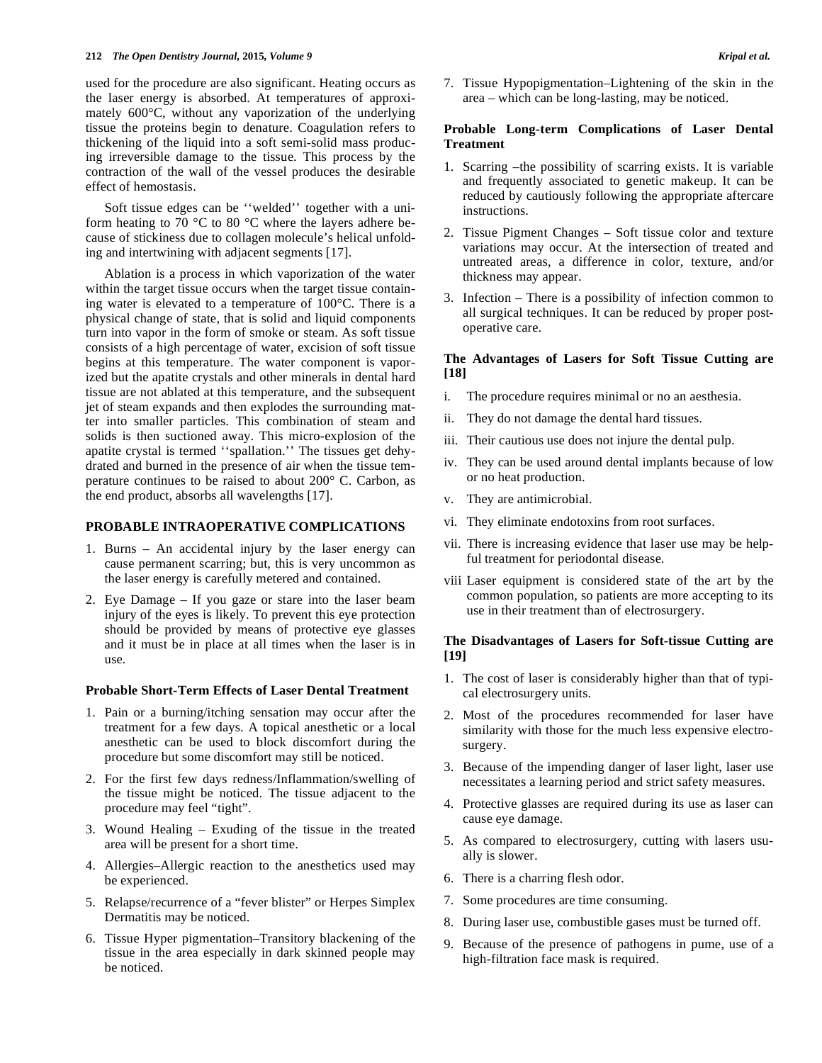used for the procedure are also significant. Heating occurs as the laser energy is absorbed. At temperatures of approximately 600°C, without any vaporization of the underlying tissue the proteins begin to denature. Coagulation refers to thickening of the liquid into a soft semi-solid mass producing irreversible damage to the tissue. This process by the contraction of the wall of the vessel produces the desirable effect of hemostasis.

Soft tissue edges can be ''welded'' together with a uniform heating to 70 °C to 80 °C where the layers adhere because of stickiness due to collagen molecule's helical unfolding and intertwining with adjacent segments [17].

Ablation is a process in which vaporization of the water within the target tissue occurs when the target tissue containing water is elevated to a temperature of 100°C. There is a physical change of state, that is solid and liquid components turn into vapor in the form of smoke or steam. As soft tissue consists of a high percentage of water, excision of soft tissue begins at this temperature. The water component is vaporized but the apatite crystals and other minerals in dental hard tissue are not ablated at this temperature, and the subsequent jet of steam expands and then explodes the surrounding matter into smaller particles. This combination of steam and solids is then suctioned away. This micro-explosion of the apatite crystal is termed ''spallation.'' The tissues get dehydrated and burned in the presence of air when the tissue temperature continues to be raised to about 200° C. Carbon, as the end product, absorbs all wavelengths [17].

## PROBABLE INTRAOPERATIVE COMPLICATIONS

1. Burns – An accidental injury by the laser energy can cause permanent scarring; but, this is very uncommon as the laser energy is carefully metered and contained.
2. Eye Damage – If you gaze or stare into the laser beam injury of the eyes is likely. To prevent this eye protection should be provided by means of protective eye glasses and it must be in place at all times when the laser is in use.

### Probable Short-Term Effects of Laser Dental Treatment

1. Pain or a burning/itching sensation may occur after the treatment for a few days. A topical anesthetic or a local anesthetic can be used to block discomfort during the procedure but some discomfort may still be noticed.
2. For the first few days redness/Inflammation/swelling of the tissue might be noticed. The tissue adjacent to the procedure may feel "tight".
3. Wound Healing – Exuding of the tissue in the treated area will be present for a short time.
4. Allergies–Allergic reaction to the anesthetics used may be experienced.
5. Relapse/recurrence of a "fever blister" or Herpes Simplex Dermatitis may be noticed.
6. Tissue Hyper pigmentation–Transitory blackening of the tissue in the area especially in dark skinned people may be noticed.
7. Tissue Hypopigmentation–Lightening of the skin in the area – which can be long-lasting, may be noticed.

### Probable Long-term Complications of Laser Dental Treatment

1. Scarring –the possibility of scarring exists. It is variable and frequently associated to genetic makeup. It can be reduced by cautiously following the appropriate aftercare instructions.
2. Tissue Pigment Changes – Soft tissue color and texture variations may occur. At the intersection of treated and untreated areas, a difference in color, texture, and/or thickness may appear.
3. Infection – There is a possibility of infection common to all surgical techniques. It can be reduced by proper post-operative care.

### The Advantages of Lasers for Soft Tissue Cutting are [18]

i. The procedure requires minimal or no an aesthesia.
ii. They do not damage the dental hard tissues.
iii. Their cautious use does not injure the dental pulp.
iv. They can be used around dental implants because of low or no heat production.
v. They are antimicrobial.
vi. They eliminate endotoxins from root surfaces.
vii. There is increasing evidence that laser use may be helpful treatment for periodontal disease.
viii Laser equipment is considered state of the art by the common population, so patients are more accepting to its use in their treatment than of electrosurgery.

### The Disadvantages of Lasers for Soft-tissue Cutting are [19]

1. The cost of laser is considerably higher than that of typical electrosurgery units.
2. Most of the procedures recommended for laser have similarity with those for the much less expensive electrosurgery.
3. Because of the impending danger of laser light, laser use necessitates a learning period and strict safety measures.
4. Protective glasses are required during its use as laser can cause eye damage.
5. As compared to electrosurgery, cutting with lasers usually is slower.
6. There is a charring flesh odor.
7. Some procedures are time consuming.
8. During laser use, combustible gases must be turned off.
9. Because of the presence of pathogens in pume, use of a high-filtration face mask is required.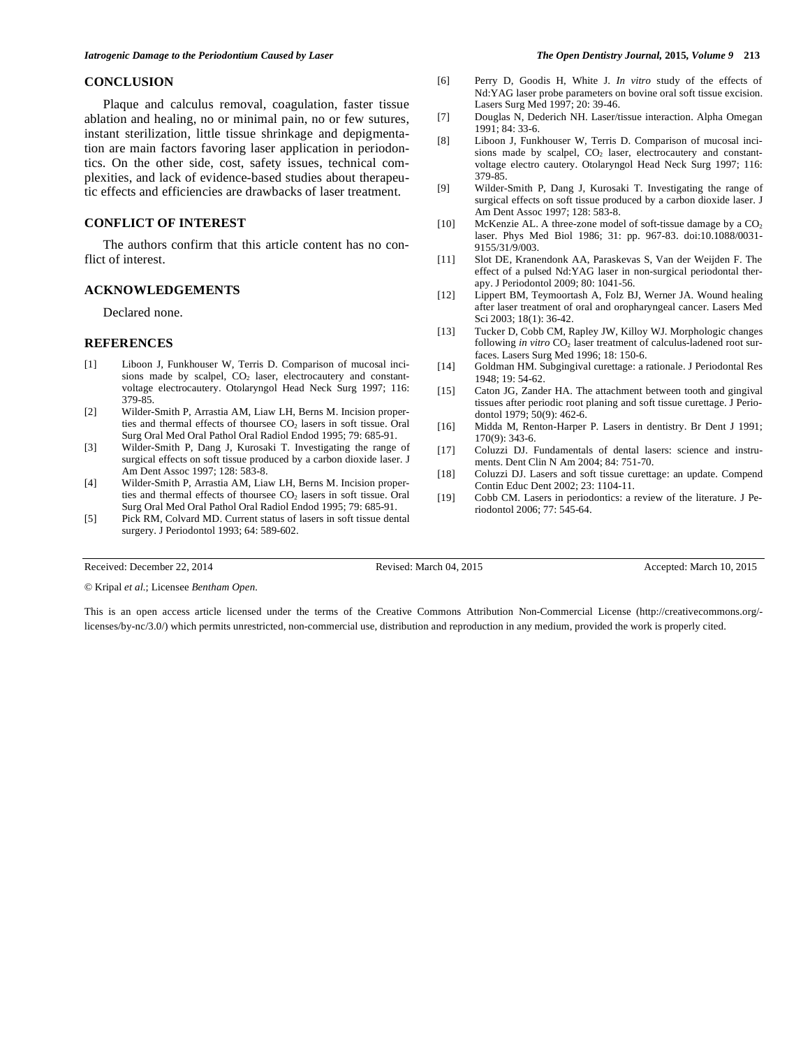## CONCLUSION

Plaque and calculus removal, coagulation, faster tissue ablation and healing, no or minimal pain, no or few sutures, instant sterilization, little tissue shrinkage and depigmentation are main factors favoring laser application in periodontics. On the other side, cost, safety issues, technical complexities, and lack of evidence-based studies about therapeutic effects and efficiencies are drawbacks of laser treatment.

## CONFLICT OF INTEREST

The authors confirm that this article content has no conflict of interest.

## ACKNOWLEDGEMENTS

Declared none.

## REFERENCES

[1] Liboon J, Funkhouser W, Terris D. Comparison of mucosal incisions made by scalpel, $CO_2$ laser, electrocautery and constant-voltage electrocautery. Otolaryngol Head Neck Surg 1997; 116: 379-85.

[2] Wilder-Smith P, Arrastia AM, Liaw LH, Berns M. Incision properties and thermal effects of thoursee $CO_2$ lasers in soft tissue. Oral Surg Oral Med Oral Pathol Oral Radiol Endod 1995; 79: 685-91.

[3] Wilder-Smith P, Dang J, Kurosaki T. Investigating the range of surgical effects on soft tissue produced by a carbon dioxide laser. J Am Dent Assoc 1997; 128: 583-8.

[4] Wilder-Smith P, Arrastia AM, Liaw LH, Berns M. Incision properties and thermal effects of thoursee $CO_2$ lasers in soft tissue. Oral Surg Oral Med Oral Pathol Oral Radiol Endod 1995; 79: 685-91.

[5] Pick RM, Colvard MD. Current status of lasers in soft tissue dental surgery. J Periodontol 1993; 64: 589-602.

[6] Perry D, Goodis H, White J. *In vitro* study of the effects of Nd:YAG laser probe parameters on bovine oral soft tissue excision. Lasers Surg Med 1997; 20: 39-46.

[7] Douglas N, Dederich NH. Laser/tissue interaction. Alpha Omegan 1991; 84: 33-6.

[8] Liboon J, Funkhouser W, Terris D. Comparison of mucosal incisions made by scalpel, $CO_2$ laser, electrocautery and constant-voltage electro cautery. Otolaryngol Head Neck Surg 1997; 116: 379-85.

[9] Wilder-Smith P, Dang J, Kurosaki T. Investigating the range of surgical effects on soft tissue produced by a carbon dioxide laser. J Am Dent Assoc 1997; 128: 583-8.

[10] McKenzie AL. A three-zone model of soft-tissue damage by a $CO_2$ laser. Phys Med Biol 1986; 31: pp. 967-83. doi:10.1088/0031-9155/31/9/003.

[11] Slot DE, Kranendonk AA, Paraskevas S, Van der Weijden F. The effect of a pulsed Nd:YAG laser in non-surgical periodontal therapy. J Periodontol 2009; 80: 1041-56.

[12] Lippert BM, Teymoortash A, Folz BJ, Werner JA. Wound healing after laser treatment of oral and oropharyngeal cancer. Lasers Med Sci 2003; 18(1): 36-42.

[13] Tucker D, Cobb CM, Rapley JW, Killoy WJ. Morphologic changes following *in vitro* $CO_2$ laser treatment of calculus-ladened root surfaces. Lasers Surg Med 1996; 18: 150-6.

[14] Goldman HM. Subgingival curettage: a rationale. J Periodontal Res 1948; 19: 54-62.

[15] Caton JG, Zander HA. The attachment between tooth and gingival tissues after periodic root planing and soft tissue curettage. J Periodontol 1979; 50(9): 462-6.

[16] Midda M, Renton-Harper P. Lasers in dentistry. Br Dent J 1991; 170(9): 343-6.

[17] Coluzzi DJ. Fundamentals of dental lasers: science and instruments. Dent Clin N Am 2004; 84: 751-70.

[18] Coluzzi DJ. Lasers and soft tissue curettage: an update. Compend Contin Educ Dent 2002; 23: 1104-11.

[19] Cobb CM. Lasers in periodontics: a review of the literature. J Periodontol 2006; 77: 545-64.

Received: December 22, 2014 Revised: March 04, 2015 Accepted: March 10, 2015

© Kripal *et al.*; Licensee *Bentham Open*.

This is an open access article licensed under the terms of the Creative Commons Attribution Non-Commercial License (http://creativecommons.org/-licenses/by-nc/3.0/) which permits unrestricted, non-commercial use, distribution and reproduction in any medium, provided the work is properly cited.